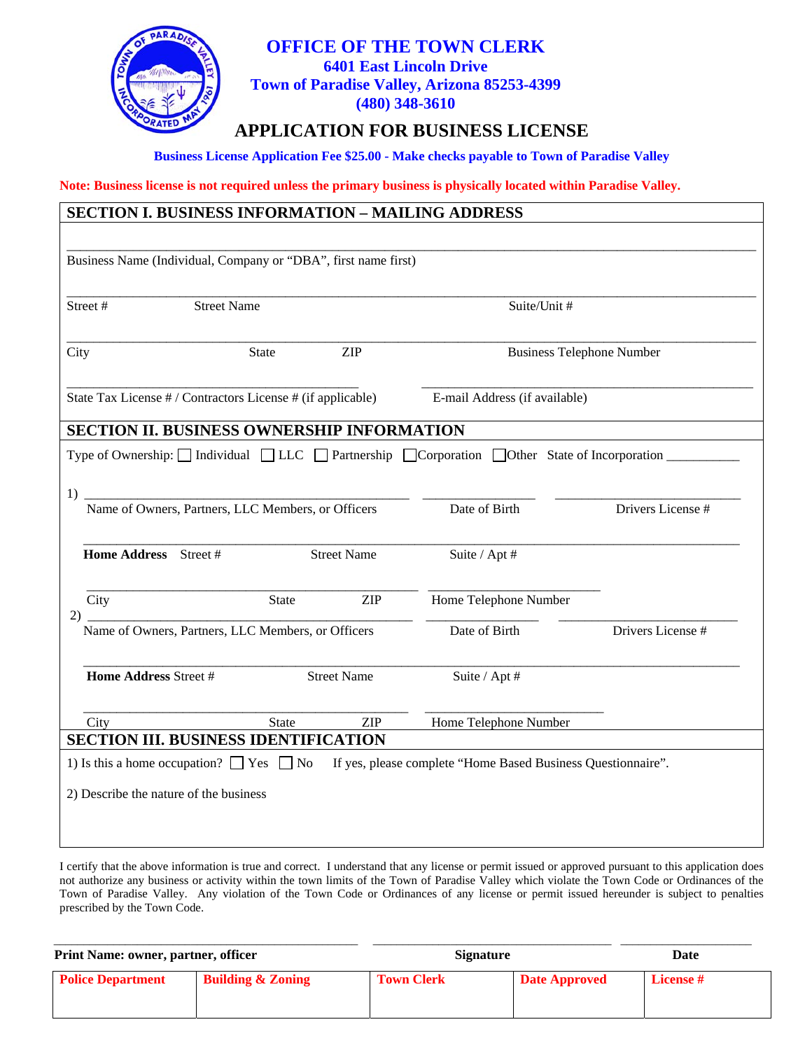# OFFICE OF THE TOWN CLERK

**6401 East Lincoln Drive**
**Town of Paradise Valley, Arizona 85253-4399**
**(480) 348-3610**

## APPLICATION FOR BUSINESS LICENSE

**Business License Application Fee $25.00 - Make checks payable to Town of Paradise Valley**

**Note: Business license is not required unless the primary business is physically located within Paradise Valley.**

### SECTION I. BUSINESS INFORMATION – MAILING ADDRESS

______________________________________________
Business Name (Individual, Company or "DBA", first name first)

______________________________________________
Street # Street Name Suite/Unit #

______________________________________________
City State ZIP Business Telephone Number

______________________________ ______________________________
State Tax License # / Contractors License # (if applicable) E-mail Address (if available)

### SECTION II. BUSINESS OWNERSHIP INFORMATION

Type of Ownership: ☐ Individual ☐ LLC ☐ Partnership ☐ Corporation ☐ Other State of Incorporation __________

1) ______________________________ ______________ ______________
Name of Owners, Partners, LLC Members, or Officers Date of Birth Drivers License #

______________________________________________
**Home Address** Street # Street Name Suite / Apt #

______________________________ ______________
City State ZIP Home Telephone Number

2) ______________________________ ______________ ______________
Name of Owners, Partners, LLC Members, or Officers Date of Birth Drivers License #

______________________________________________
**Home Address** Street # Street Name Suite / Apt #

______________________________ ______________
City State ZIP Home Telephone Number

### SECTION III. BUSINESS IDENTIFICATION

1) Is this a home occupation? ☐ Yes ☐ No If yes, please complete "Home Based Business Questionnaire".

2) Describe the nature of the business

I certify that the above information is true and correct. I understand that any license or permit issued or approved pursuant to this application does not authorize any business or activity within the town limits of the Town of Paradise Valley which violate the Town Code or Ordinances of the Town of Paradise Valley. Any violation of the Town Code or Ordinances of any license or permit issued hereunder is subject to penalties prescribed by the Town Code.

______________________________ ______________________________ ______________
**Print Name: owner, partner, officer** **Signature** **Date**

| Police Department | Building & Zoning | Town Clerk | Date Approved | License # |
|---|---|---|---|---|
| | | | | |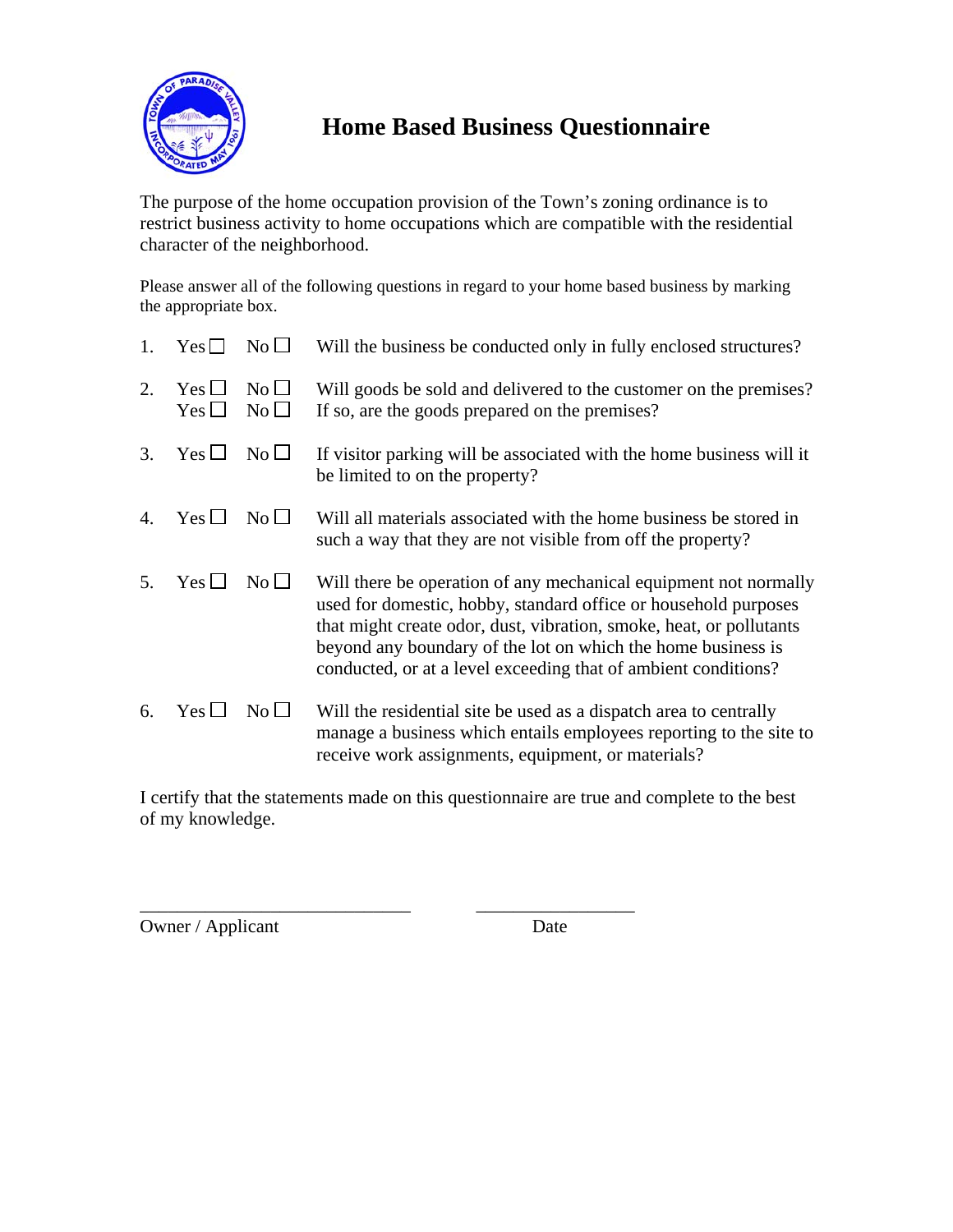# Home Based Business Questionnaire

The purpose of the home occupation provision of the Town's zoning ordinance is to restrict business activity to home occupations which are compatible with the residential character of the neighborhood.

Please answer all of the following questions in regard to your home based business by marking the appropriate box.

1. Yes ☐ No ☐ Will the business be conducted only in fully enclosed structures?

2. Yes ☐ No ☐ Will goods be sold and delivered to the customer on the premises?
   Yes ☐ No ☐ If so, are the goods prepared on the premises?

3. Yes ☐ No ☐ If visitor parking will be associated with the home business will it be limited to on the property?

4. Yes ☐ No ☐ Will all materials associated with the home business be stored in such a way that they are not visible from off the property?

5. Yes ☐ No ☐ Will there be operation of any mechanical equipment not normally used for domestic, hobby, standard office or household purposes that might create odor, dust, vibration, smoke, heat, or pollutants beyond any boundary of the lot on which the home business is conducted, or at a level exceeding that of ambient conditions?

6. Yes ☐ No ☐ Will the residential site be used as a dispatch area to centrally manage a business which entails employees reporting to the site to receive work assignments, equipment, or materials?

I certify that the statements made on this questionnaire are true and complete to the best of my knowledge.

______________________________ __________________

Owner / Applicant Date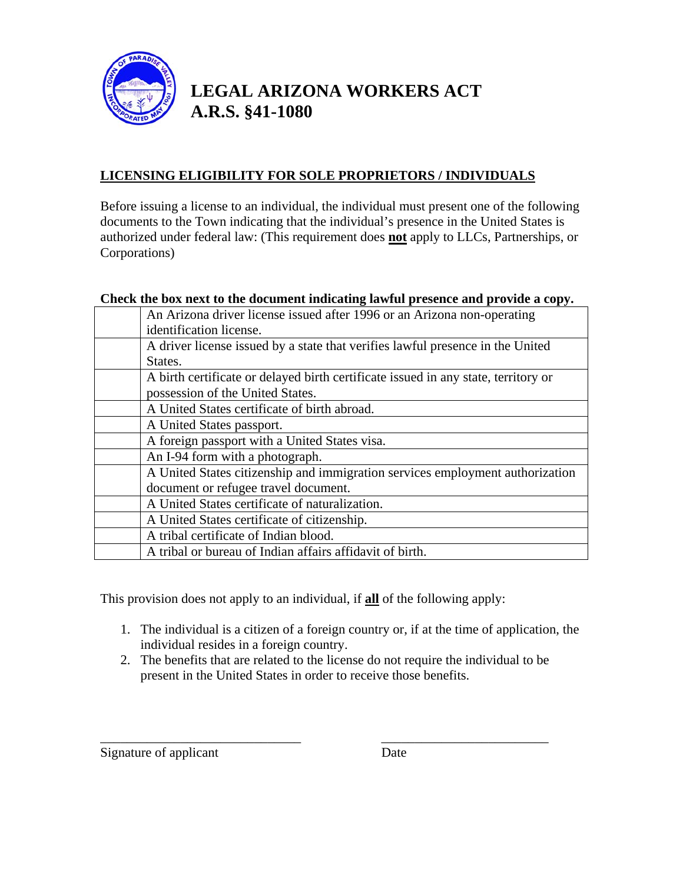# LEGAL ARIZONA WORKERS ACT
# A.R.S. §41-1080

## LICENSING ELIGIBILITY FOR SOLE PROPRIETORS / INDIVIDUALS

Before issuing a license to an individual, the individual must present one of the following documents to the Town indicating that the individual's presence in the United States is authorized under federal law: (This requirement does **not** apply to LLCs, Partnerships, or Corporations)

**Check the box next to the document indicating lawful presence and provide a copy.**

| | |
|---|---|
| | An Arizona driver license issued after 1996 or an Arizona non-operating identification license. |
| | A driver license issued by a state that verifies lawful presence in the United States. |
| | A birth certificate or delayed birth certificate issued in any state, territory or possession of the United States. |
| | A United States certificate of birth abroad. |
| | A United States passport. |
| | A foreign passport with a United States visa. |
| | An I-94 form with a photograph. |
| | A United States citizenship and immigration services employment authorization document or refugee travel document. |
| | A United States certificate of naturalization. |
| | A United States certificate of citizenship. |
| | A tribal certificate of Indian blood. |
| | A tribal or bureau of Indian affairs affidavit of birth. |

This provision does not apply to an individual, if **all** of the following apply:

1. The individual is a citizen of a foreign country or, if at the time of application, the individual resides in a foreign country.
2. The benefits that are related to the license do not require the individual to be present in the United States in order to receive those benefits.

______________________________ ______________________________

Signature of applicant Date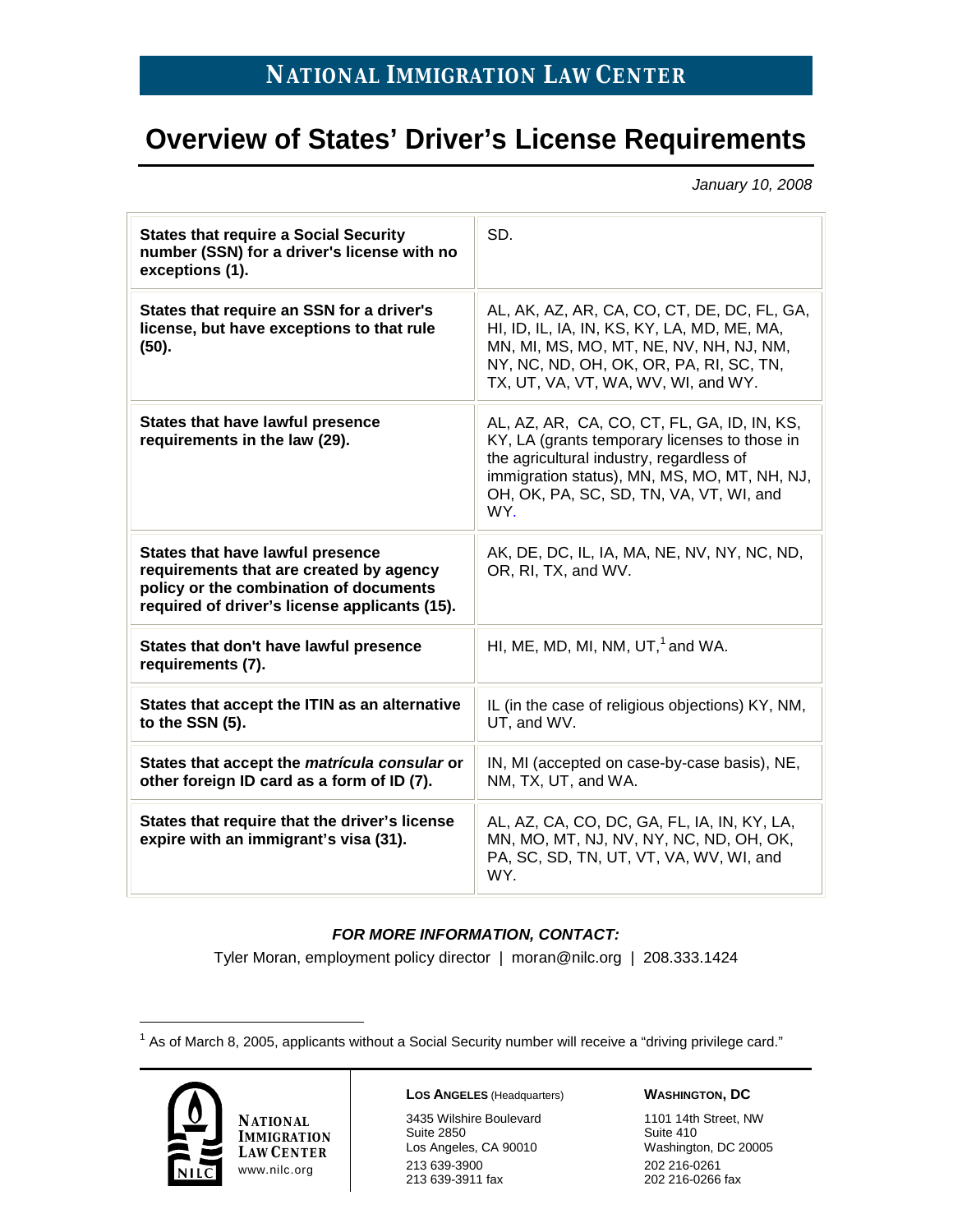# NATIONAL IMMIGRATION LAW CENTER

# Overview of States' Driver's License Requirements

*January 10, 2008*

| | |
|---|---|
| **States that require a Social Security number (SSN) for a driver's license with no exceptions (1).** | SD. |
| **States that require an SSN for a driver's license, but have exceptions to that rule (50).** | AL, AK, AZ, AR, CA, CO, CT, DE, DC, FL, GA, HI, ID, IL, IA, IN, KS, KY, LA, MD, ME, MA, MN, MI, MS, MO, MT, NE, NV, NH, NJ, NM, NY, NC, ND, OH, OK, OR, PA, RI, SC, TN, TX, UT, VA, VT, WA, WV, WI, and WY. |
| **States that have lawful presence requirements in the law (29).** | AL, AZ, AR, CA, CO, CT, FL, GA, ID, IN, KS, KY, LA (grants temporary licenses to those in the agricultural industry, regardless of immigration status), MN, MS, MO, MT, NH, NJ, OH, OK, PA, SC, SD, TN, VA, VT, WI, and WY. |
| **States that have lawful presence requirements that are created by agency policy or the combination of documents required of driver's license applicants (15).** | AK, DE, DC, IL, IA, MA, NE, NV, NY, NC, ND, OR, RI, TX, and WV. |
| **States that don't have lawful presence requirements (7).** | HI, ME, MD, MI, NM, UT,[1] and WA. |
| **States that accept the ITIN as an alternative to the SSN (5).** | IL (in the case of religious objections) KY, NM, UT, and WV. |
| **States that accept the *matrícula consular* or other foreign ID card as a form of ID (7).** | IN, MI (accepted on case-by-case basis), NE, NM, TX, UT, and WA. |
| **States that require that the driver's license expire with an immigrant's visa (31).** | AL, AZ, CA, CO, DC, GA, FL, IA, IN, KY, LA, MN, MO, MT, NJ, NV, NY, NC, ND, OH, OK, PA, SC, SD, TN, UT, VT, VA, WV, WI, and WY. |

***FOR MORE INFORMATION, CONTACT:***

Tyler Moran, employment policy director | moran@nilc.org | 208.333.1424

[1] As of March 8, 2005, applicants without a Social Security number will receive a "driving privilege card."

NATIONAL IMMIGRATION LAW CENTER
www.nilc.org

**LOS ANGELES** (Headquarters)
3435 Wilshire Boulevard
Suite 2850
Los Angeles, CA 90010
213 639-3900
213 639-3911 fax

**WASHINGTON, DC**
1101 14th Street, NW
Suite 410
Washington, DC 20005
202 216-0261
202 216-0266 fax